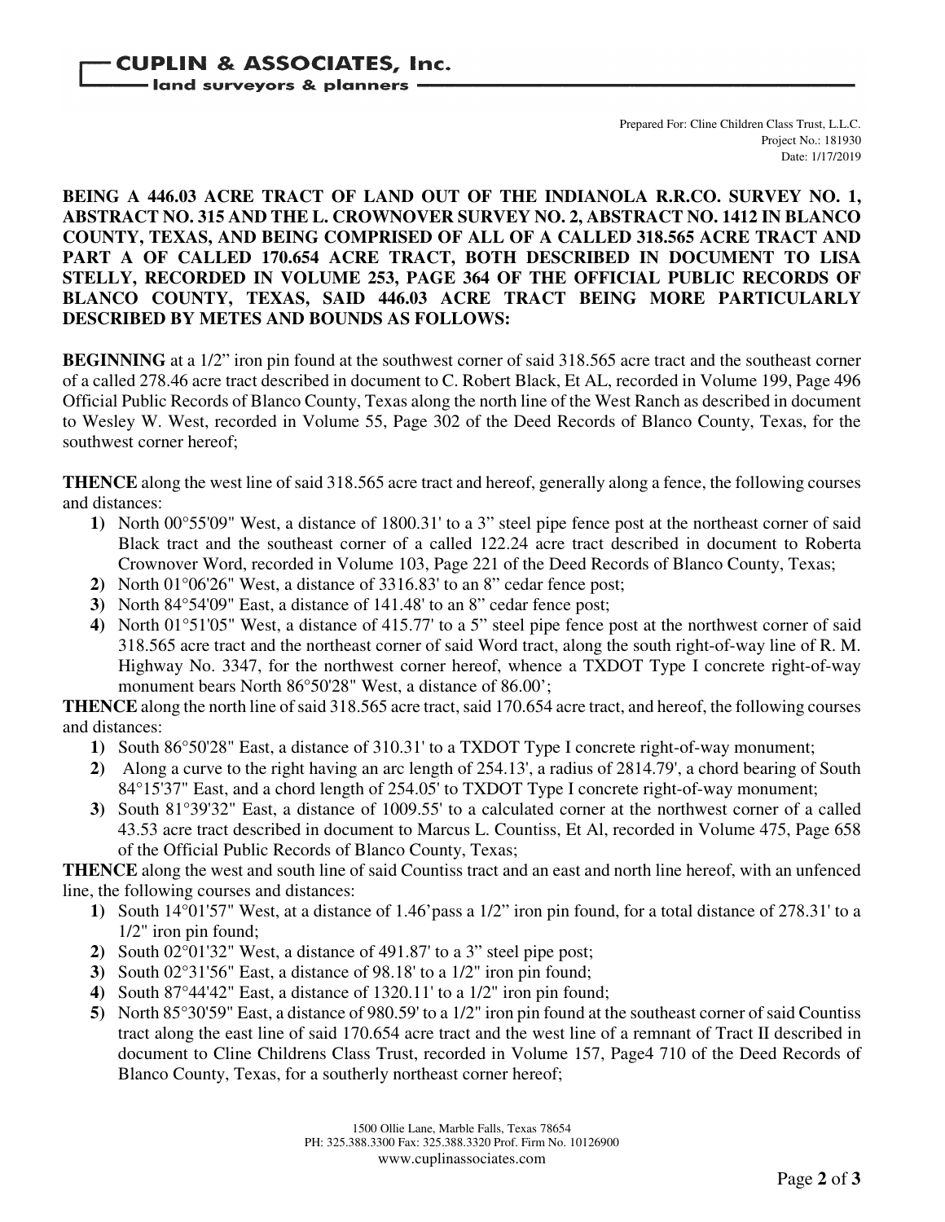**CUPLIN & ASSOCIATES, Inc.**
land surveyors & planners

Prepared For: Cline Children Class Trust, L.L.C.
Project No.: 181930
Date: 1/17/2019

**BEING A 446.03 ACRE TRACT OF LAND OUT OF THE INDIANOLA R.R.CO. SURVEY NO. 1, ABSTRACT NO. 315 AND THE L. CROWNOVER SURVEY NO. 2, ABSTRACT NO. 1412 IN BLANCO COUNTY, TEXAS, AND BEING COMPRISED OF ALL OF A CALLED 318.565 ACRE TRACT AND PART A OF CALLED 170.654 ACRE TRACT, BOTH DESCRIBED IN DOCUMENT TO LISA STELLY, RECORDED IN VOLUME 253, PAGE 364 OF THE OFFICIAL PUBLIC RECORDS OF BLANCO COUNTY, TEXAS, SAID 446.03 ACRE TRACT BEING MORE PARTICULARLY DESCRIBED BY METES AND BOUNDS AS FOLLOWS:**

**BEGINNING** at a 1/2" iron pin found at the southwest corner of said 318.565 acre tract and the southeast corner of a called 278.46 acre tract described in document to C. Robert Black, Et AL, recorded in Volume 199, Page 496 Official Public Records of Blanco County, Texas along the north line of the West Ranch as described in document to Wesley W. West, recorded in Volume 55, Page 302 of the Deed Records of Blanco County, Texas, for the southwest corner hereof;

**THENCE** along the west line of said 318.565 acre tract and hereof, generally along a fence, the following courses and distances:

1) North 00°55'09" West, a distance of 1800.31' to a 3" steel pipe fence post at the northeast corner of said Black tract and the southeast corner of a called 122.24 acre tract described in document to Roberta Crownover Word, recorded in Volume 103, Page 221 of the Deed Records of Blanco County, Texas;
2) North 01°06'26" West, a distance of 3316.83' to an 8" cedar fence post;
3) North 84°54'09" East, a distance of 141.48' to an 8" cedar fence post;
4) North 01°51'05" West, a distance of 415.77' to a 5" steel pipe fence post at the northwest corner of said 318.565 acre tract and the northeast corner of said Word tract, along the south right-of-way line of R. M. Highway No. 3347, for the northwest corner hereof, whence a TXDOT Type I concrete right-of-way monument bears North 86°50'28" West, a distance of 86.00';

**THENCE** along the north line of said 318.565 acre tract, said 170.654 acre tract, and hereof, the following courses and distances:

1) South 86°50'28" East, a distance of 310.31' to a TXDOT Type I concrete right-of-way monument;
2) Along a curve to the right having an arc length of 254.13', a radius of 2814.79', a chord bearing of South 84°15'37" East, and a chord length of 254.05' to TXDOT Type I concrete right-of-way monument;
3) South 81°39'32" East, a distance of 1009.55' to a calculated corner at the northwest corner of a called 43.53 acre tract described in document to Marcus L. Countiss, Et Al, recorded in Volume 475, Page 658 of the Official Public Records of Blanco County, Texas;

**THENCE** along the west and south line of said Countiss tract and an east and north line hereof, with an unfenced line, the following courses and distances:

1) South 14°01'57" West, at a distance of 1.46'pass a 1/2" iron pin found, for a total distance of 278.31' to a 1/2" iron pin found;
2) South 02°01'32" West, a distance of 491.87' to a 3" steel pipe post;
3) South 02°31'56" East, a distance of 98.18' to a 1/2" iron pin found;
4) South 87°44'42" East, a distance of 1320.11' to a 1/2" iron pin found;
5) North 85°30'59" East, a distance of 980.59' to a 1/2" iron pin found at the southeast corner of said Countiss tract along the east line of said 170.654 acre tract and the west line of a remnant of Tract II described in document to Cline Childrens Class Trust, recorded in Volume 157, Page4 710 of the Deed Records of Blanco County, Texas, for a southerly northeast corner hereof;

1500 Ollie Lane, Marble Falls, Texas 78654
PH: 325.388.3300 Fax: 325.388.3320 Prof. Firm No. 10126900
www.cuplinassociates.com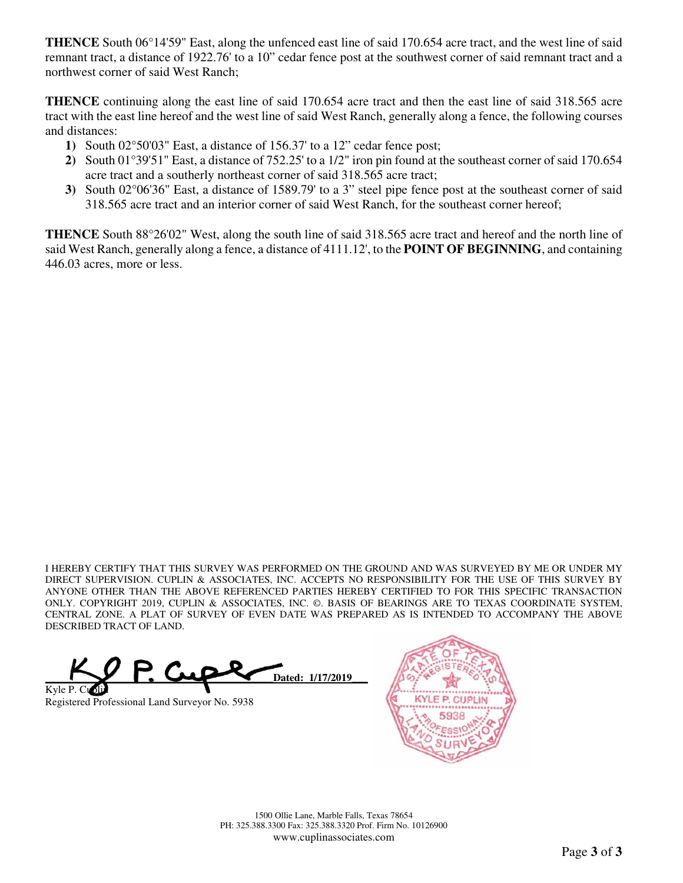**THENCE** South 06°14'59" East, along the unfenced east line of said 170.654 acre tract, and the west line of said remnant tract, a distance of 1922.76' to a 10" cedar fence post at the southwest corner of said remnant tract and a northwest corner of said West Ranch;

**THENCE** continuing along the east line of said 170.654 acre tract and then the east line of said 318.565 acre tract with the east line hereof and the west line of said West Ranch, generally along a fence, the following courses and distances:

**1)** South 02°50'03" East, a distance of 156.37' to a 12" cedar fence post;

**2)** South 01°39'51" East, a distance of 752.25' to a 1/2" iron pin found at the southeast corner of said 170.654 acre tract and a southerly northeast corner of said 318.565 acre tract;

**3)** South 02°06'36" East, a distance of 1589.79' to a 3" steel pipe fence post at the southeast corner of said 318.565 acre tract and an interior corner of said West Ranch, for the southeast corner hereof;

**THENCE** South 88°26'02" West, along the south line of said 318.565 acre tract and hereof and the north line of said West Ranch, generally along a fence, a distance of 4111.12', to the **POINT OF BEGINNING**, and containing 446.03 acres, more or less.

I HEREBY CERTIFY THAT THIS SURVEY WAS PERFORMED ON THE GROUND AND WAS SURVEYED BY ME OR UNDER MY DIRECT SUPERVISION. CUPLIN & ASSOCIATES, INC. ACCEPTS NO RESPONSIBILITY FOR THE USE OF THIS SURVEY BY ANYONE OTHER THAN THE ABOVE REFERENCED PARTIES HEREBY CERTIFIED TO FOR THIS SPECIFIC TRANSACTION ONLY. COPYRIGHT 2019, CUPLIN & ASSOCIATES, INC. ©. BASIS OF BEARINGS ARE TO TEXAS COORDINATE SYSTEM, CENTRAL ZONE. A PLAT OF SURVEY OF EVEN DATE WAS PREPARED AS IS INTENDED TO ACCOMPANY THE ABOVE DESCRIBED TRACT OF LAND.

**Dated: 1/17/2019**

Kyle P. Cuplin
Registered Professional Land Surveyor No. 5938

STATE OF TEXAS REGISTERED
KYLE P. CUPLIN
5938
PROFESSIONAL LAND SURVEYOR

1500 Ollie Lane, Marble Falls, Texas 78654
PH: 325.388.3300 Fax: 325.388.3320 Prof. Firm No. 10126900
www.cuplinassociates.com